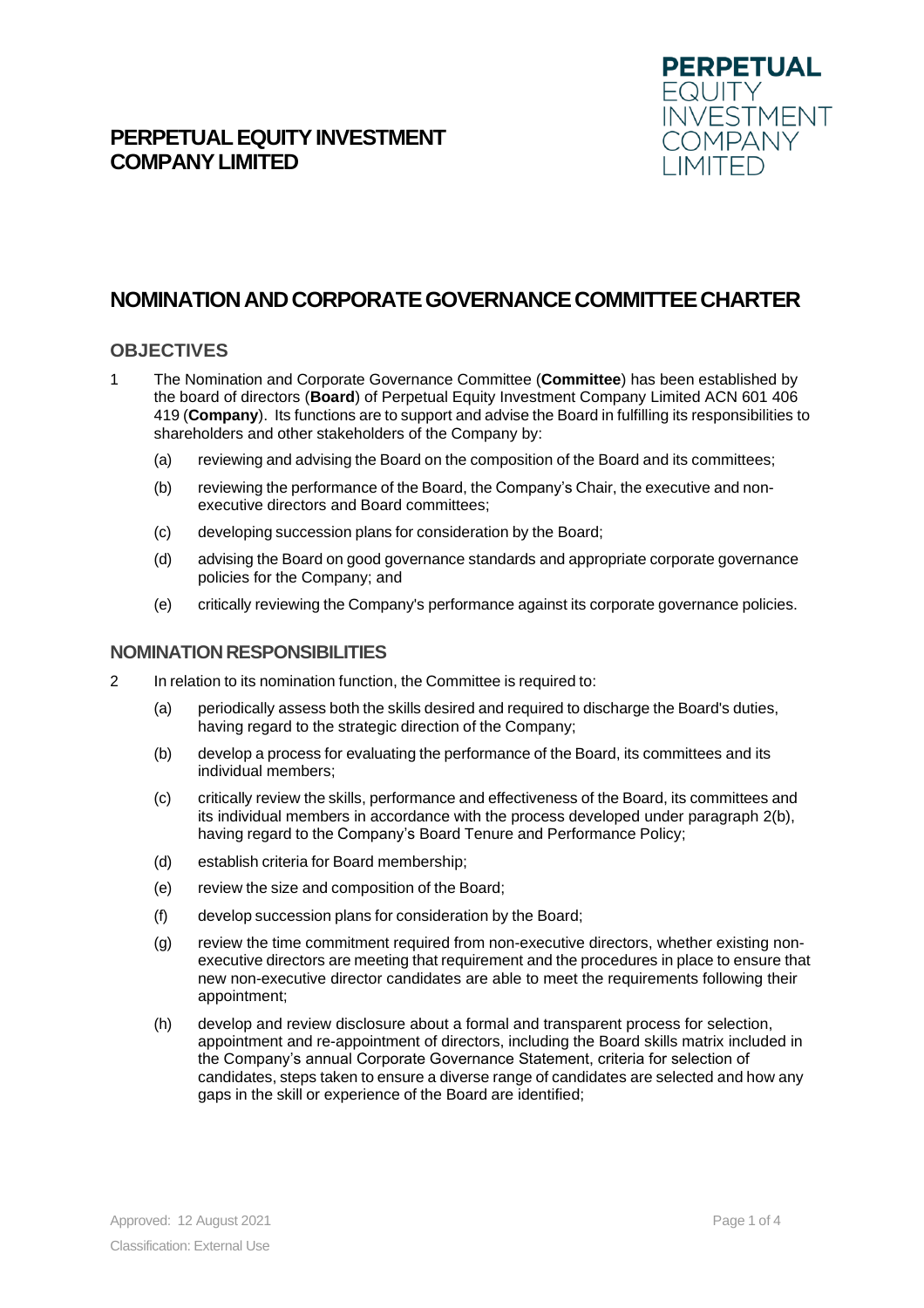# PERPETUAL EQUITY INVESTMENT COMPANY LIMITED

## NOMINATION AND CORPORATE GOVERNANCE COMMITTEE CHARTER

### OBJECTIVES

1 The Nomination and Corporate Governance Committee (**Committee**) has been established by the board of directors (**Board**) of Perpetual Equity Investment Company Limited ACN 601 406 419 (**Company**). Its functions are to support and advise the Board in fulfilling its responsibilities to shareholders and other stakeholders of the Company by:

   (a) reviewing and advising the Board on the composition of the Board and its committees;

   (b) reviewing the performance of the Board, the Company's Chair, the executive and non-executive directors and Board committees;

   (c) developing succession plans for consideration by the Board;

   (d) advising the Board on good governance standards and appropriate corporate governance policies for the Company; and

   (e) critically reviewing the Company's performance against its corporate governance policies.

### NOMINATION RESPONSIBILITIES

2 In relation to its nomination function, the Committee is required to:

   (a) periodically assess both the skills desired and required to discharge the Board's duties, having regard to the strategic direction of the Company;

   (b) develop a process for evaluating the performance of the Board, its committees and its individual members;

   (c) critically review the skills, performance and effectiveness of the Board, its committees and its individual members in accordance with the process developed under paragraph 2(b), having regard to the Company's Board Tenure and Performance Policy;

   (d) establish criteria for Board membership;

   (e) review the size and composition of the Board;

   (f) develop succession plans for consideration by the Board;

   (g) review the time commitment required from non-executive directors, whether existing non-executive directors are meeting that requirement and the procedures in place to ensure that new non-executive director candidates are able to meet the requirements following their appointment;

   (h) develop and review disclosure about a formal and transparent process for selection, appointment and re-appointment of directors, including the Board skills matrix included in the Company's annual Corporate Governance Statement, criteria for selection of candidates, steps taken to ensure a diverse range of candidates are selected and how any gaps in the skill or experience of the Board are identified;

Approved: 12 August 2021

Classification: External Use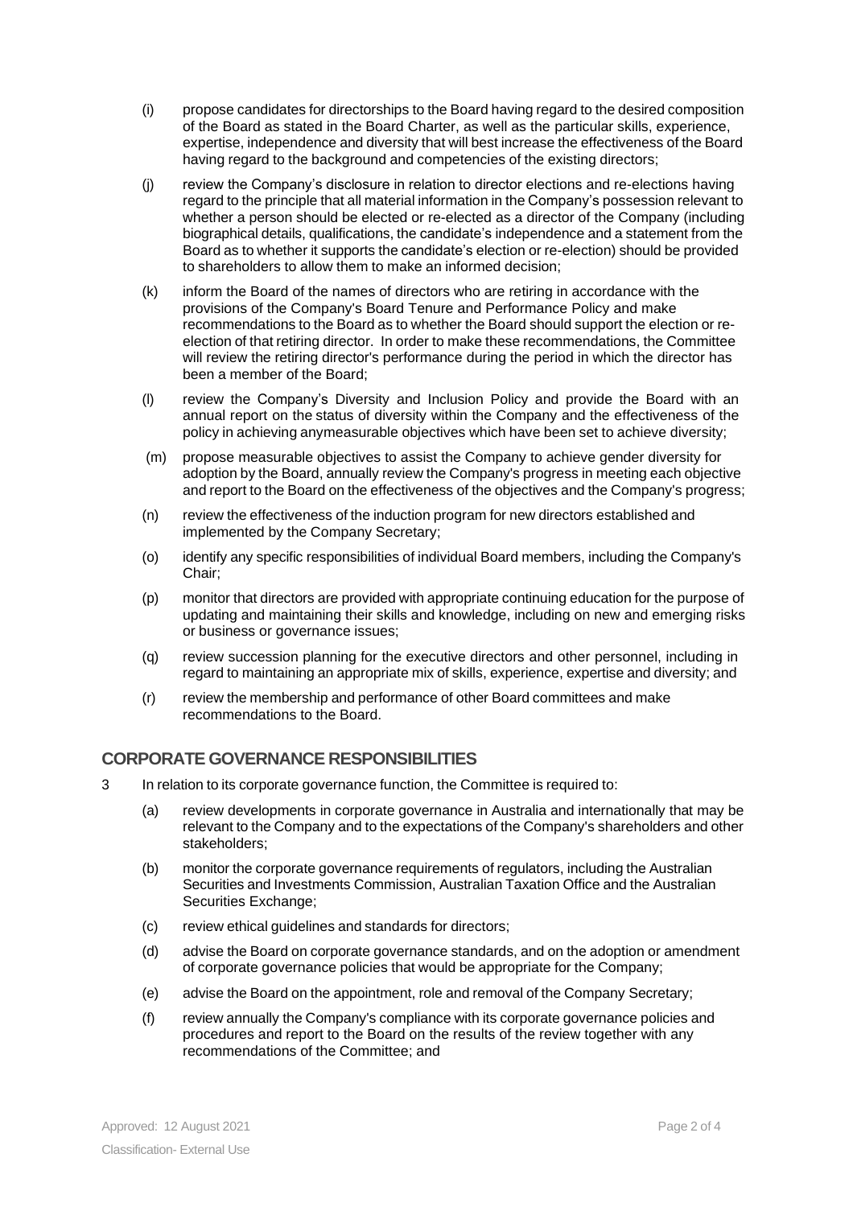(i) propose candidates for directorships to the Board having regard to the desired composition of the Board as stated in the Board Charter, as well as the particular skills, experience, expertise, independence and diversity that will best increase the effectiveness of the Board having regard to the background and competencies of the existing directors;

(j) review the Company's disclosure in relation to director elections and re-elections having regard to the principle that all material information in the Company's possession relevant to whether a person should be elected or re-elected as a director of the Company (including biographical details, qualifications, the candidate's independence and a statement from the Board as to whether it supports the candidate's election or re-election) should be provided to shareholders to allow them to make an informed decision;

(k) inform the Board of the names of directors who are retiring in accordance with the provisions of the Company's Board Tenure and Performance Policy and make recommendations to the Board as to whether the Board should support the election or re-election of that retiring director. In order to make these recommendations, the Committee will review the retiring director's performance during the period in which the director has been a member of the Board;

(l) review the Company's Diversity and Inclusion Policy and provide the Board with an annual report on the status of diversity within the Company and the effectiveness of the policy in achieving anymeasurable objectives which have been set to achieve diversity;

(m) propose measurable objectives to assist the Company to achieve gender diversity for adoption by the Board, annually review the Company's progress in meeting each objective and report to the Board on the effectiveness of the objectives and the Company's progress;

(n) review the effectiveness of the induction program for new directors established and implemented by the Company Secretary;

(o) identify any specific responsibilities of individual Board members, including the Company's Chair;

(p) monitor that directors are provided with appropriate continuing education for the purpose of updating and maintaining their skills and knowledge, including on new and emerging risks or business or governance issues;

(q) review succession planning for the executive directors and other personnel, including in regard to maintaining an appropriate mix of skills, experience, expertise and diversity; and

(r) review the membership and performance of other Board committees and make recommendations to the Board.

## CORPORATE GOVERNANCE RESPONSIBILITIES

3 In relation to its corporate governance function, the Committee is required to:

(a) review developments in corporate governance in Australia and internationally that may be relevant to the Company and to the expectations of the Company's shareholders and other stakeholders;

(b) monitor the corporate governance requirements of regulators, including the Australian Securities and Investments Commission, Australian Taxation Office and the Australian Securities Exchange;

(c) review ethical guidelines and standards for directors;

(d) advise the Board on corporate governance standards, and on the adoption or amendment of corporate governance policies that would be appropriate for the Company;

(e) advise the Board on the appointment, role and removal of the Company Secretary;

(f) review annually the Company's compliance with its corporate governance policies and procedures and report to the Board on the results of the review together with any recommendations of the Committee; and

Approved: 12 August 2021

Classification- External Use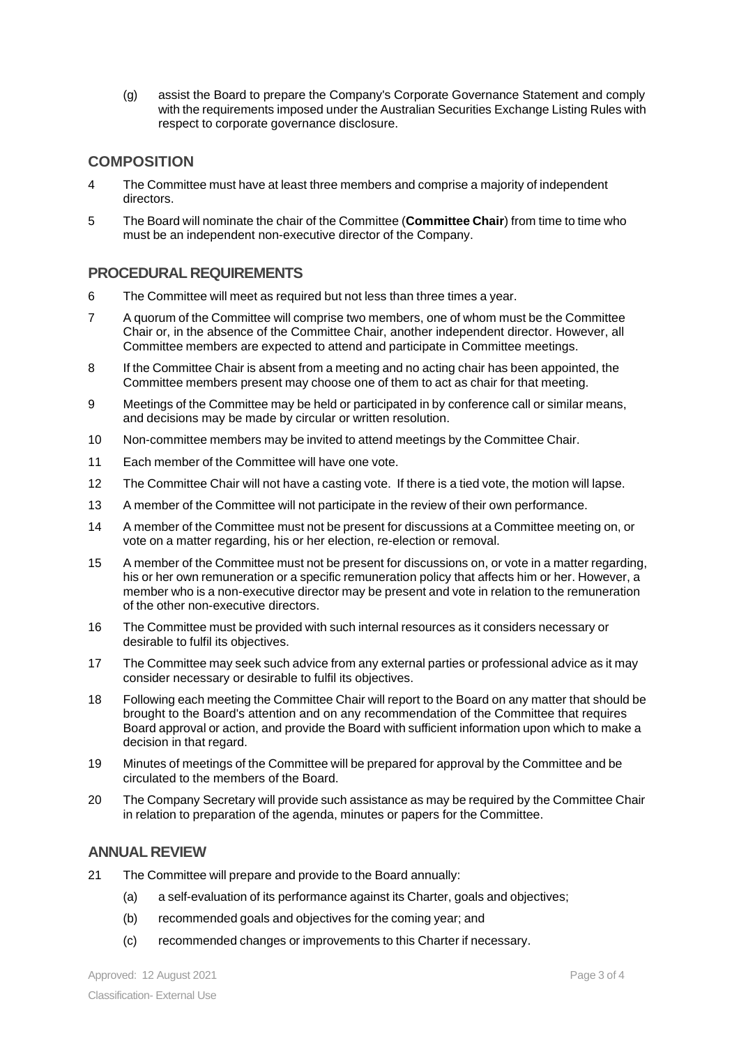(g) assist the Board to prepare the Company's Corporate Governance Statement and comply with the requirements imposed under the Australian Securities Exchange Listing Rules with respect to corporate governance disclosure.

## COMPOSITION

4 The Committee must have at least three members and comprise a majority of independent directors.

5 The Board will nominate the chair of the Committee (**Committee Chair**) from time to time who must be an independent non-executive director of the Company.

## PROCEDURAL REQUIREMENTS

6 The Committee will meet as required but not less than three times a year.

7 A quorum of the Committee will comprise two members, one of whom must be the Committee Chair or, in the absence of the Committee Chair, another independent director. However, all Committee members are expected to attend and participate in Committee meetings.

8 If the Committee Chair is absent from a meeting and no acting chair has been appointed, the Committee members present may choose one of them to act as chair for that meeting.

9 Meetings of the Committee may be held or participated in by conference call or similar means, and decisions may be made by circular or written resolution.

10 Non-committee members may be invited to attend meetings by the Committee Chair.

11 Each member of the Committee will have one vote.

12 The Committee Chair will not have a casting vote. If there is a tied vote, the motion will lapse.

13 A member of the Committee will not participate in the review of their own performance.

14 A member of the Committee must not be present for discussions at a Committee meeting on, or vote on a matter regarding, his or her election, re-election or removal.

15 A member of the Committee must not be present for discussions on, or vote in a matter regarding, his or her own remuneration or a specific remuneration policy that affects him or her. However, a member who is a non-executive director may be present and vote in relation to the remuneration of the other non-executive directors.

16 The Committee must be provided with such internal resources as it considers necessary or desirable to fulfil its objectives.

17 The Committee may seek such advice from any external parties or professional advice as it may consider necessary or desirable to fulfil its objectives.

18 Following each meeting the Committee Chair will report to the Board on any matter that should be brought to the Board's attention and on any recommendation of the Committee that requires Board approval or action, and provide the Board with sufficient information upon which to make a decision in that regard.

19 Minutes of meetings of the Committee will be prepared for approval by the Committee and be circulated to the members of the Board.

20 The Company Secretary will provide such assistance as may be required by the Committee Chair in relation to preparation of the agenda, minutes or papers for the Committee.

## ANNUAL REVIEW

21 The Committee will prepare and provide to the Board annually:

(a) a self-evaluation of its performance against its Charter, goals and objectives;

(b) recommended goals and objectives for the coming year; and

(c) recommended changes or improvements to this Charter if necessary.

Approved: 12 August 2021

Classification- External Use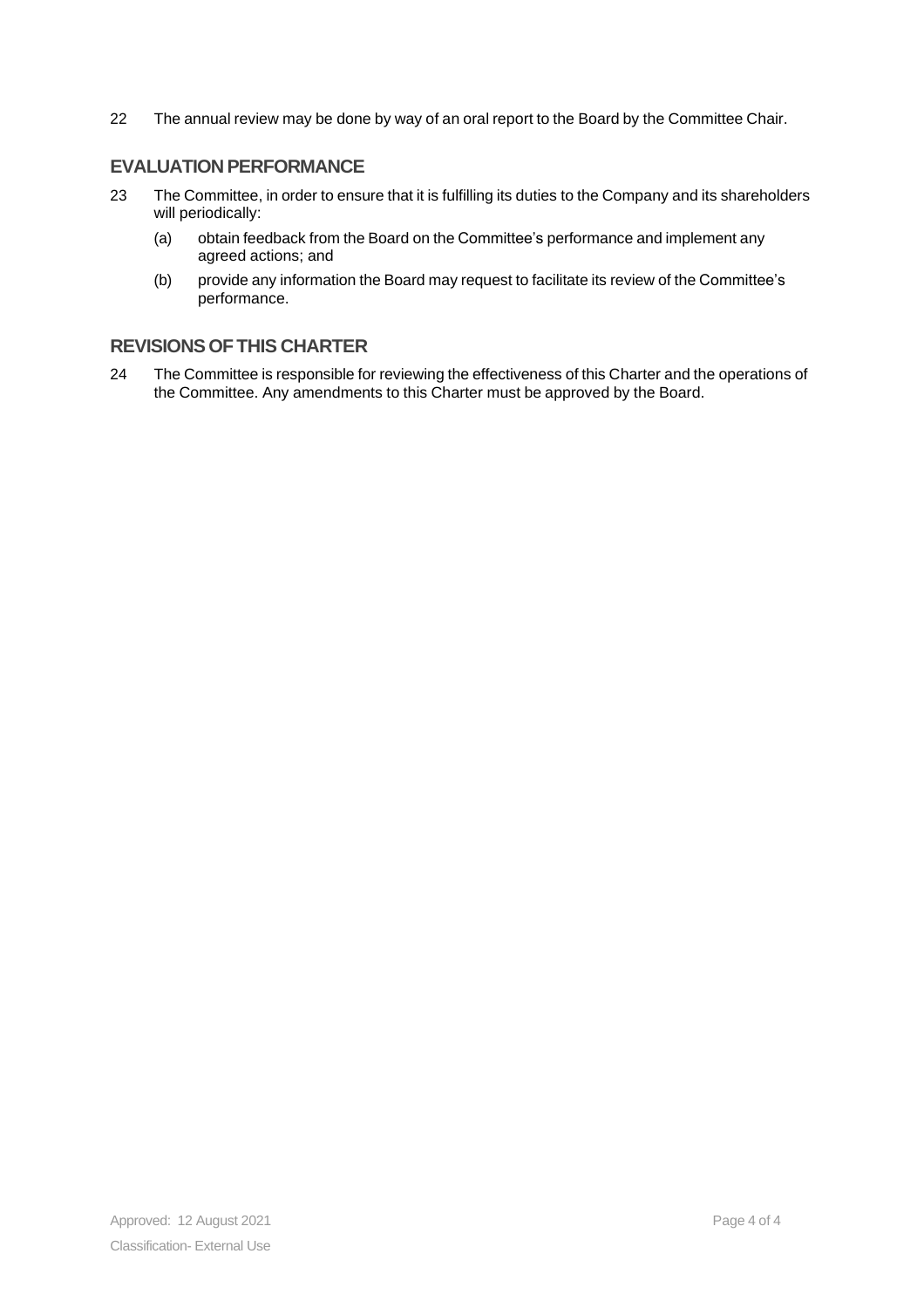22 The annual review may be done by way of an oral report to the Board by the Committee Chair.

## EVALUATION PERFORMANCE

23 The Committee, in order to ensure that it is fulfilling its duties to the Company and its shareholders will periodically:

(a) obtain feedback from the Board on the Committee's performance and implement any agreed actions; and

(b) provide any information the Board may request to facilitate its review of the Committee's performance.

## REVISIONS OF THIS CHARTER

24 The Committee is responsible for reviewing the effectiveness of this Charter and the operations of the Committee. Any amendments to this Charter must be approved by the Board.

Approved: 12 August 2021

Classification- External Use